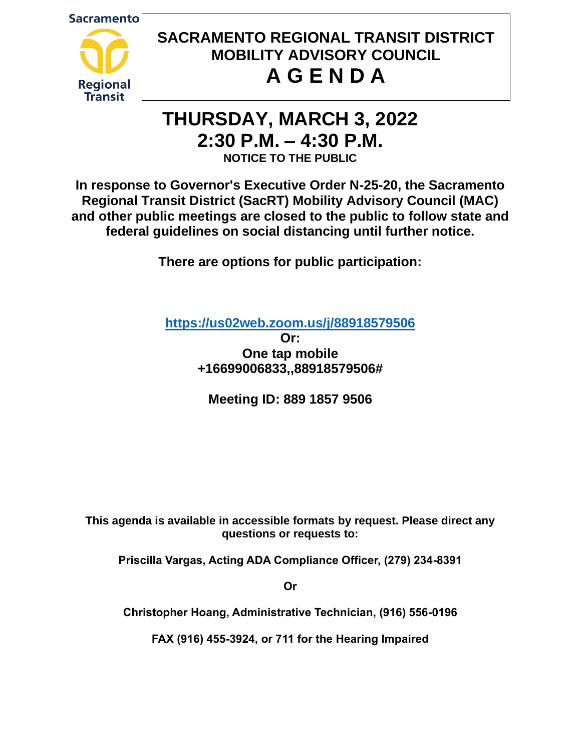Sacramento Regional Transit

# SACRAMENTO REGIONAL TRANSIT DISTRICT MOBILITY ADVISORY COUNCIL

# A G E N D A

## THURSDAY, MARCH 3, 2022
## 2:30 P.M. – 4:30 P.M.

**NOTICE TO THE PUBLIC**

**In response to Governor's Executive Order N-25-20, the Sacramento Regional Transit District (SacRT) Mobility Advisory Council (MAC) and other public meetings are closed to the public to follow state and federal guidelines on social distancing until further notice.**

**There are options for public participation:**

**https://us02web.zoom.us/j/88918579506**

**Or:**

**One tap mobile**

**+16699006833,,88918579506#**

**Meeting ID: 889 1857 9506**

**This agenda is available in accessible formats by request. Please direct any questions or requests to:**

**Priscilla Vargas, Acting ADA Compliance Officer, (279) 234-8391**

**Or**

**Christopher Hoang, Administrative Technician, (916) 556-0196**

**FAX (916) 455-3924, or 711 for the Hearing Impaired**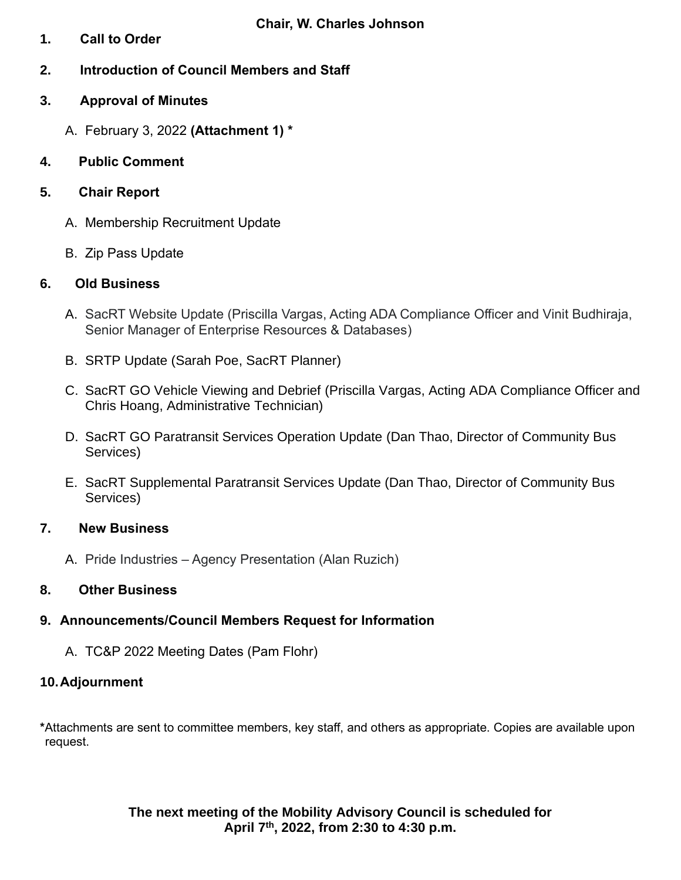**Chair, W. Charles Johnson**

**1. Call to Order**

**2. Introduction of Council Members and Staff**

**3. Approval of Minutes**

   A. February 3, 2022 **(Attachment 1) ***

**4. Public Comment**

**5. Chair Report**

   A. Membership Recruitment Update

   B. Zip Pass Update

**6. Old Business**

   A. SacRT Website Update (Priscilla Vargas, Acting ADA Compliance Officer and Vinit Budhiraja, Senior Manager of Enterprise Resources & Databases)

   B. SRTP Update (Sarah Poe, SacRT Planner)

   C. SacRT GO Vehicle Viewing and Debrief (Priscilla Vargas, Acting ADA Compliance Officer and Chris Hoang, Administrative Technician)

   D. SacRT GO Paratransit Services Operation Update (Dan Thao, Director of Community Bus Services)

   E. SacRT Supplemental Paratransit Services Update (Dan Thao, Director of Community Bus Services)

**7. New Business**

   A. Pride Industries – Agency Presentation (Alan Ruzich)

**8. Other Business**

**9. Announcements/Council Members Request for Information**

   A. TC&P 2022 Meeting Dates (Pam Flohr)

**10. Adjournment**

*Attachments are sent to committee members, key staff, and others as appropriate. Copies are available upon request.

**The next meeting of the Mobility Advisory Council is scheduled for April 7th, 2022, from 2:30 to 4:30 p.m.**